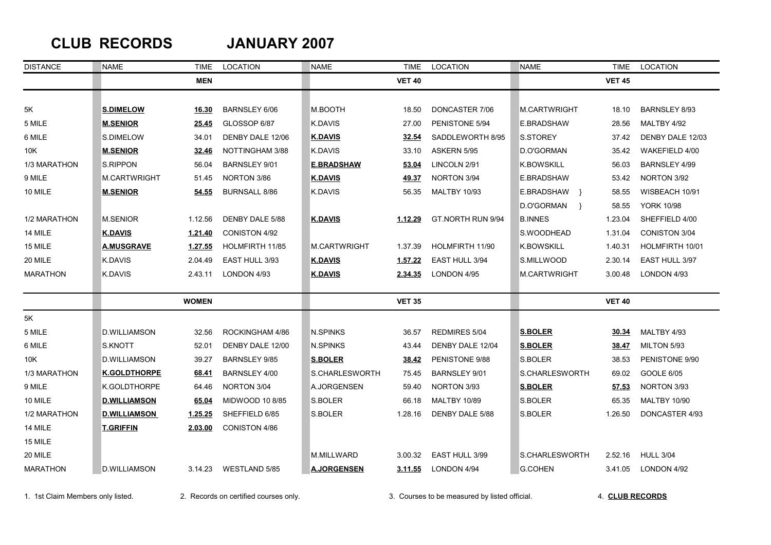# CLUB RECORDS JANUARY 2007

| DISTANCE | NAME | TIME | LOCATION | NAME | TIME | LOCATION | NAME | TIME | LOCATION |
|---|---|---|---|---|---|---|---|---|---|
| | | **MEN** | | | **VET 40** | | | **VET 45** | |
| 5K | **S.DIMELOW** | **16.30** | BARNSLEY 6/06 | M.BOOTH | 18.50 | DONCASTER 7/06 | M.CARTWRIGHT | 18.10 | BARNSLEY 8/93 |
| 5 MILE | **M.SENIOR** | **25.45** | GLOSSOP 6/87 | K.DAVIS | 27.00 | PENISTONE 5/94 | E.BRADSHAW | 28.56 | MALTBY 4/92 |
| 6 MILE | S.DIMELOW | 34.01 | DENBY DALE 12/06 | **K.DAVIS** | **32.54** | SADDLEWORTH 8/95 | S.STOREY | 37.42 | DENBY DALE 12/03 |
| 10K | **M.SENIOR** | **32.46** | NOTTINGHAM 3/88 | K.DAVIS | 33.10 | ASKERN 5/95 | D.O'GORMAN | 35.42 | WAKEFIELD 4/00 |
| 1/3 MARATHON | S.RIPPON | 56.04 | BARNSLEY 9/01 | **E.BRADSHAW** | **53.04** | LINCOLN 2/91 | K.BOWSKILL | 56.03 | BARNSLEY 4/99 |
| 9 MILE | M.CARTWRIGHT | 51.45 | NORTON 3/86 | **K.DAVIS** | **49.37** | NORTON 3/94 | E.BRADSHAW | 53.42 | NORTON 3/92 |
| 10 MILE | **M.SENIOR** | **54.55** | BURNSALL 8/86 | K.DAVIS | 56.35 | MALTBY 10/93 | E.BRADSHAW } | 58.55 | WISBEACH 10/91 |
| | | | | | | | D.O'GORMAN } | 58.55 | YORK 10/98 |
| 1/2 MARATHON | M.SENIOR | 1.12.56 | DENBY DALE 5/88 | **K.DAVIS** | **1.12.29** | GT.NORTH RUN 9/94 | B.INNES | 1.23.04 | SHEFFIELD 4/00 |
| 14 MILE | **K.DAVIS** | **1.21.40** | CONISTON 4/92 | | | | S.WOODHEAD | 1.31.04 | CONISTON 3/04 |
| 15 MILE | **A.MUSGRAVE** | **1.27.55** | HOLMFIRTH 11/85 | M.CARTWRIGHT | 1.37.39 | HOLMFIRTH 11/90 | K.BOWSKILL | 1.40.31 | HOLMFIRTH 10/01 |
| 20 MILE | K.DAVIS | 2.04.49 | EAST HULL 3/93 | **K.DAVIS** | **1.57.22** | EAST HULL 3/94 | S.MILLWOOD | 2.30.14 | EAST HULL 3/97 |
| MARATHON | K.DAVIS | 2.43.11 | LONDON 4/93 | **K.DAVIS** | **2.34.35** | LONDON 4/95 | M.CARTWRIGHT | 3.00.48 | LONDON 4/93 |
| | | **WOMEN** | | | **VET 35** | | | **VET 40** | |
| 5K | | | | | | | | | |
| 5 MILE | D.WILLIAMSON | 32.56 | ROCKINGHAM 4/86 | N.SPINKS | 36.57 | REDMIRES 5/04 | **S.BOLER** | **30.34** | MALTBY 4/93 |
| 6 MILE | S.KNOTT | 52.01 | DENBY DALE 12/00 | N.SPINKS | 43.44 | DENBY DALE 12/04 | **S.BOLER** | **38.47** | MILTON 5/93 |
| 10K | D.WILLIAMSON | 39.27 | BARNSLEY 9/85 | **S.BOLER** | **38.42** | PENISTONE 9/88 | S.BOLER | 38.53 | PENISTONE 9/90 |
| 1/3 MARATHON | **K.GOLDTHORPE** | **68.41** | BARNSLEY 4/00 | S.CHARLESWORTH | 75.45 | BARNSLEY 9/01 | S.CHARLESWORTH | 69.02 | GOOLE 6/05 |
| 9 MILE | K.GOLDTHORPE | 64.46 | NORTON 3/04 | A.JORGENSEN | 59.40 | NORTON 3/93 | **S.BOLER** | **57.53** | NORTON 3/93 |
| 10 MILE | **D.WILLIAMSON** | **65.04** | MIDWOOD 10 8/85 | S.BOLER | 66.18 | MALTBY 10/89 | S.BOLER | 65.35 | MALTBY 10/90 |
| 1/2 MARATHON | **D.WILLIAMSON** | **1.25.25** | SHEFFIELD 6/85 | S.BOLER | 1.28.16 | DENBY DALE 5/88 | S.BOLER | 1.26.50 | DONCASTER 4/93 |
| 14 MILE | **T.GRIFFIN** | **2.03.00** | CONISTON 4/86 | | | | | | |
| 15 MILE | | | | | | | | | |
| 20 MILE | | | | M.MILLWARD | 3.00.32 | EAST HULL 3/99 | S.CHARLESWORTH | 2.52.16 | HULL 3/04 |
| MARATHON | D.WILLIAMSON | 3.14.23 | WESTLAND 5/85 | **A.JORGENSEN** | **3.11.55** | LONDON 4/94 | G.COHEN | 3.41.05 | LONDON 4/92 |

1. 1st Claim Members only listed. 2. Records on certified courses only. 3. Courses to be measured by listed official. 4. **CLUB RECORDS**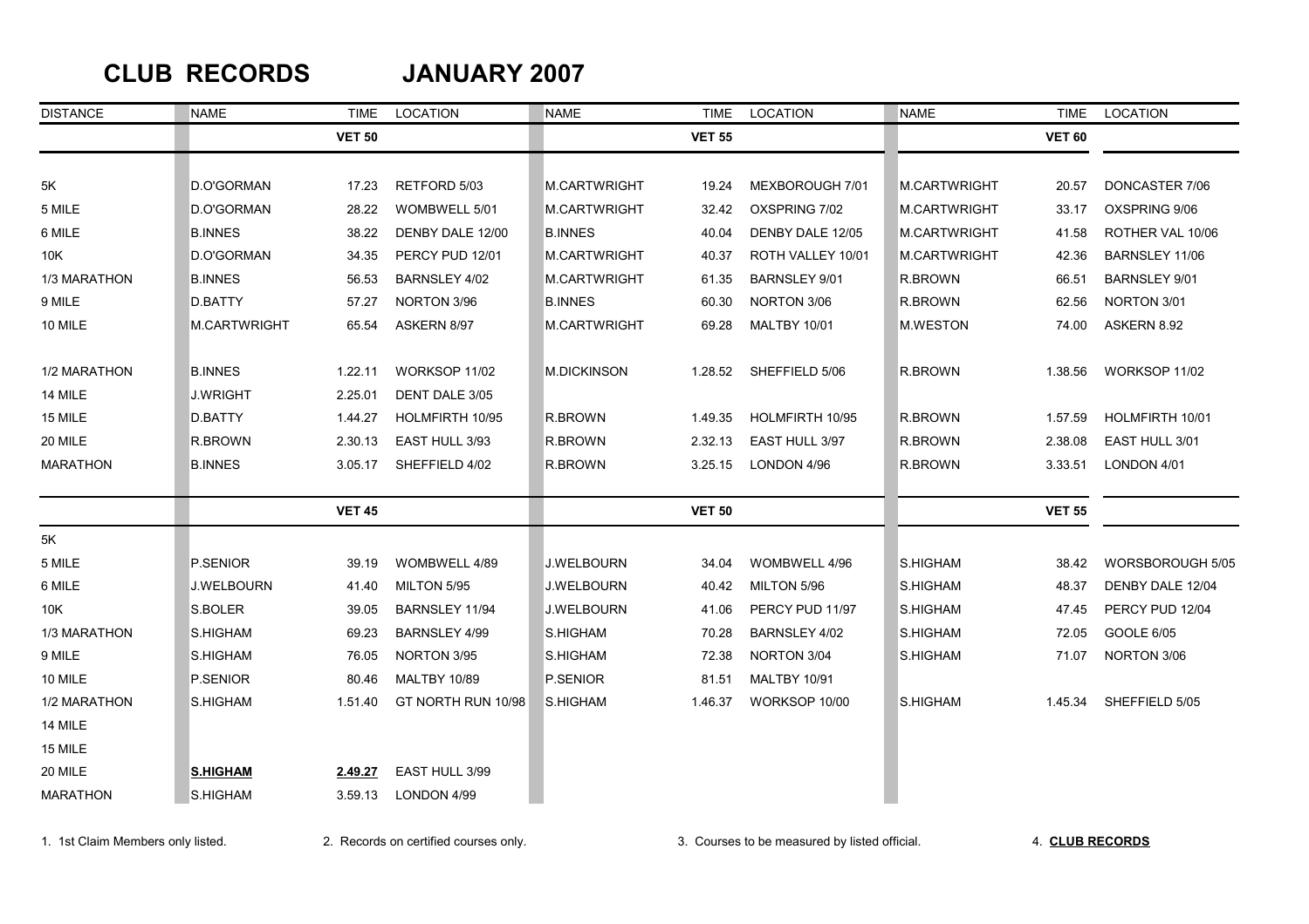# CLUB RECORDS JANUARY 2007

| DISTANCE | NAME | TIME | LOCATION | NAME | TIME | LOCATION | NAME | TIME | LOCATION |
|---|---|---|---|---|---|---|---|---|---|
| | | **VET 50** | | | **VET 55** | | | **VET 60** | |
| 5K | D.O'GORMAN | 17.23 | RETFORD 5/03 | M.CARTWRIGHT | 19.24 | MEXBOROUGH 7/01 | M.CARTWRIGHT | 20.57 | DONCASTER 7/06 |
| 5 MILE | D.O'GORMAN | 28.22 | WOMBWELL 5/01 | M.CARTWRIGHT | 32.42 | OXSPRING 7/02 | M.CARTWRIGHT | 33.17 | OXSPRING 9/06 |
| 6 MILE | B.INNES | 38.22 | DENBY DALE 12/00 | B.INNES | 40.04 | DENBY DALE 12/05 | M.CARTWRIGHT | 41.58 | ROTHER VAL 10/06 |
| 10K | D.O'GORMAN | 34.35 | PERCY PUD 12/01 | M.CARTWRIGHT | 40.37 | ROTH VALLEY 10/01 | M.CARTWRIGHT | 42.36 | BARNSLEY 11/06 |
| 1/3 MARATHON | B.INNES | 56.53 | BARNSLEY 4/02 | M.CARTWRIGHT | 61.35 | BARNSLEY 9/01 | R.BROWN | 66.51 | BARNSLEY 9/01 |
| 9 MILE | D.BATTY | 57.27 | NORTON 3/96 | B.INNES | 60.30 | NORTON 3/06 | R.BROWN | 62.56 | NORTON 3/01 |
| 10 MILE | M.CARTWRIGHT | 65.54 | ASKERN 8/97 | M.CARTWRIGHT | 69.28 | MALTBY 10/01 | M.WESTON | 74.00 | ASKERN 8.92 |
| 1/2 MARATHON | B.INNES | 1.22.11 | WORKSOP 11/02 | M.DICKINSON | 1.28.52 | SHEFFIELD 5/06 | R.BROWN | 1.38.56 | WORKSOP 11/02 |
| 14 MILE | J.WRIGHT | 2.25.01 | DENT DALE 3/05 | | | | | | |
| 15 MILE | D.BATTY | 1.44.27 | HOLMFIRTH 10/95 | R.BROWN | 1.49.35 | HOLMFIRTH 10/95 | R.BROWN | 1.57.59 | HOLMFIRTH 10/01 |
| 20 MILE | R.BROWN | 2.30.13 | EAST HULL 3/93 | R.BROWN | 2.32.13 | EAST HULL 3/97 | R.BROWN | 2.38.08 | EAST HULL 3/01 |
| MARATHON | B.INNES | 3.05.17 | SHEFFIELD 4/02 | R.BROWN | 3.25.15 | LONDON 4/96 | R.BROWN | 3.33.51 | LONDON 4/01 |
| | | **VET 45** | | | **VET 50** | | | **VET 55** | |
| 5K | | | | | | | | | |
| 5 MILE | P.SENIOR | 39.19 | WOMBWELL 4/89 | J.WELBOURN | 34.04 | WOMBWELL 4/96 | S.HIGHAM | 38.42 | WORSBOROUGH 5/05 |
| 6 MILE | J.WELBOURN | 41.40 | MILTON 5/95 | J.WELBOURN | 40.42 | MILTON 5/96 | S.HIGHAM | 48.37 | DENBY DALE 12/04 |
| 10K | S.BOLER | 39.05 | BARNSLEY 11/94 | J.WELBOURN | 41.06 | PERCY PUD 11/97 | S.HIGHAM | 47.45 | PERCY PUD 12/04 |
| 1/3 MARATHON | S.HIGHAM | 69.23 | BARNSLEY 4/99 | S.HIGHAM | 70.28 | BARNSLEY 4/02 | S.HIGHAM | 72.05 | GOOLE 6/05 |
| 9 MILE | S.HIGHAM | 76.05 | NORTON 3/95 | S.HIGHAM | 72.38 | NORTON 3/04 | S.HIGHAM | 71.07 | NORTON 3/06 |
| 10 MILE | P.SENIOR | 80.46 | MALTBY 10/89 | P.SENIOR | 81.51 | MALTBY 10/91 | | | |
| 1/2 MARATHON | S.HIGHAM | 1.51.40 | GT NORTH RUN 10/98 | S.HIGHAM | 1.46.37 | WORKSOP 10/00 | S.HIGHAM | 1.45.34 | SHEFFIELD 5/05 |
| 14 MILE | | | | | | | | | |
| 15 MILE | | | | | | | | | |
| 20 MILE | **S.HIGHAM** | **2.49.27** | EAST HULL 3/99 | | | | | | |
| MARATHON | S.HIGHAM | 3.59.13 | LONDON 4/99 | | | | | | |

1. 1st Claim Members only listed.
2. Records on certified courses only.
3. Courses to be measured by listed official.
4. **CLUB RECORDS**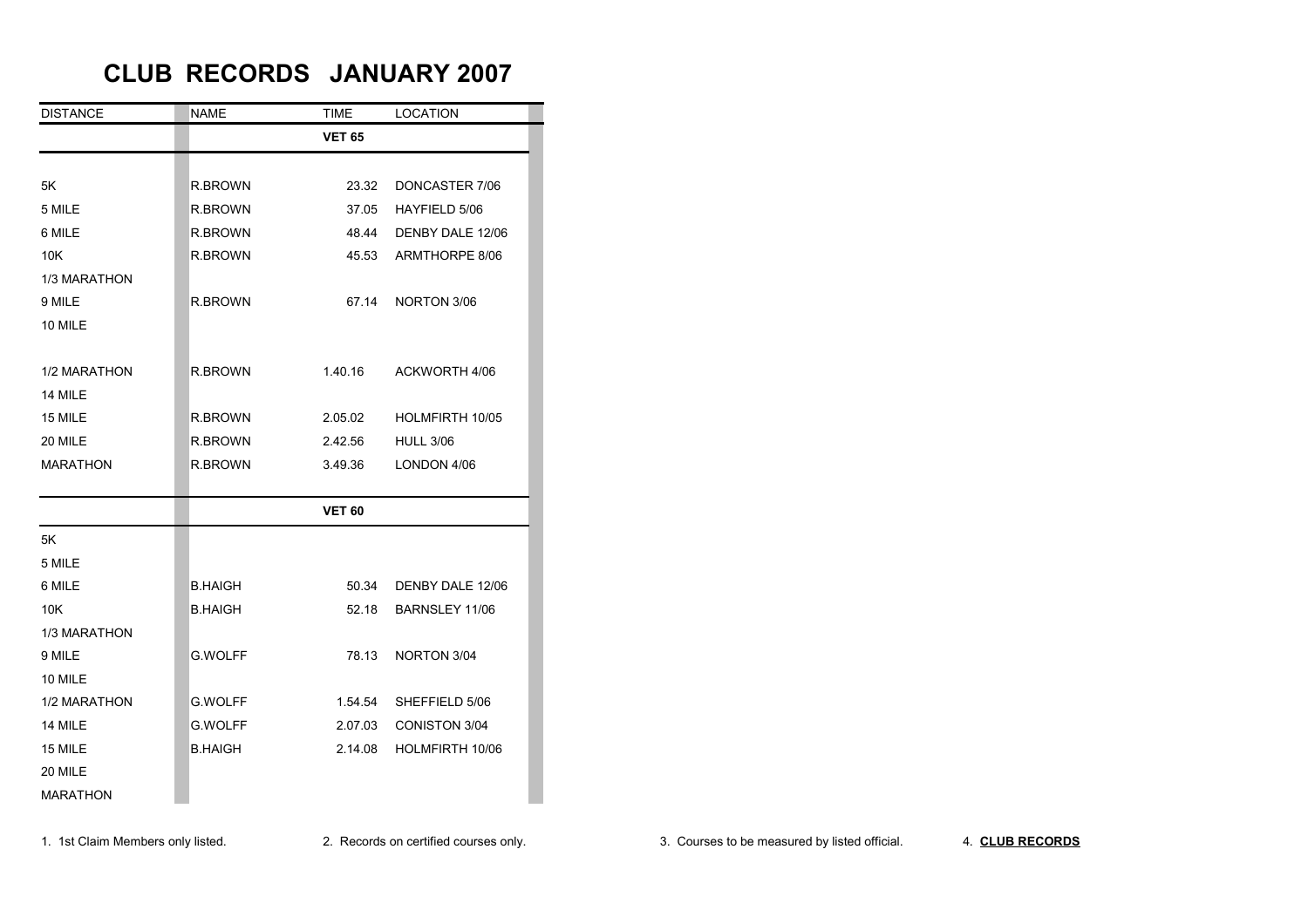# CLUB RECORDS JANUARY 2007

| DISTANCE | NAME | TIME | LOCATION |
|---|---|---|---|
| | | **VET 65** | |
| 5K | R.BROWN | 23.32 | DONCASTER 7/06 |
| 5 MILE | R.BROWN | 37.05 | HAYFIELD 5/06 |
| 6 MILE | R.BROWN | 48.44 | DENBY DALE 12/06 |
| 10K | R.BROWN | 45.53 | ARMTHORPE 8/06 |
| 1/3 MARATHON | | | |
| 9 MILE | R.BROWN | 67.14 | NORTON 3/06 |
| 10 MILE | | | |
| 1/2 MARATHON | R.BROWN | 1.40.16 | ACKWORTH 4/06 |
| 14 MILE | | | |
| 15 MILE | R.BROWN | 2.05.02 | HOLMFIRTH 10/05 |
| 20 MILE | R.BROWN | 2.42.56 | HULL 3/06 |
| MARATHON | R.BROWN | 3.49.36 | LONDON 4/06 |
| | | **VET 60** | |
| 5K | | | |
| 5 MILE | | | |
| 6 MILE | B.HAIGH | 50.34 | DENBY DALE 12/06 |
| 10K | B.HAIGH | 52.18 | BARNSLEY 11/06 |
| 1/3 MARATHON | | | |
| 9 MILE | G.WOLFF | 78.13 | NORTON 3/04 |
| 10 MILE | | | |
| 1/2 MARATHON | G.WOLFF | 1.54.54 | SHEFFIELD 5/06 |
| 14 MILE | G.WOLFF | 2.07.03 | CONISTON 3/04 |
| 15 MILE | B.HAIGH | 2.14.08 | HOLMFIRTH 10/06 |
| 20 MILE | | | |
| MARATHON | | | |

1. 1st Claim Members only listed.
2. Records on certified courses only.
3. Courses to be measured by listed official.
4. **CLUB RECORDS**